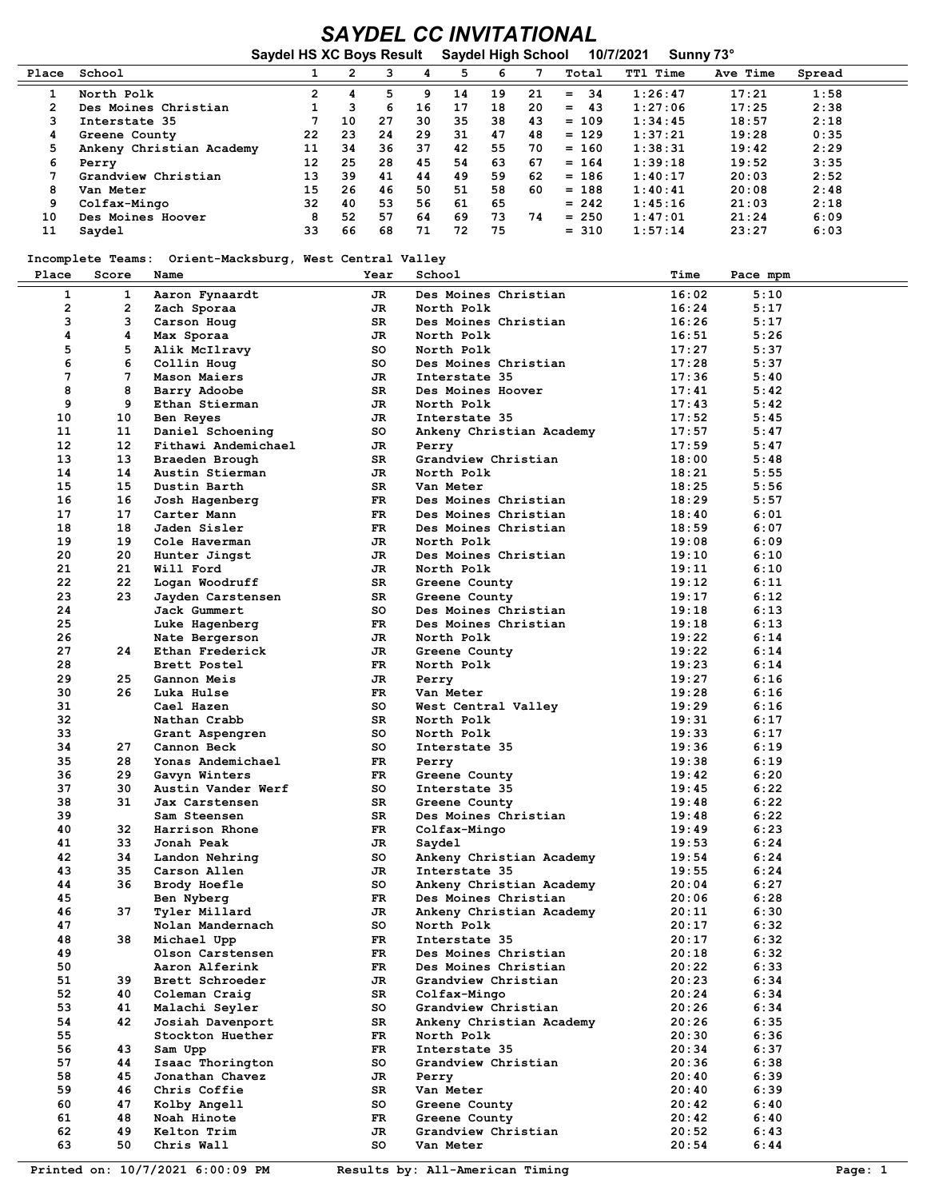# SAYDEL CC INVITATIONAL

**Saydel HS XC Boys Result  Saydel High School  10/7/2021  Sunny 73°**

| Place | School | 1 | 2 | 3 | 4 | 5 | 6 | 7 | Total | TTl Time | Ave Time | Spread |
|---|---|---|---|---|---|---|---|---|---|---|---|---|
| 1 | North Polk | 2 | 4 | 5 | 9 | 14 | 19 | 21 | = 34 | 1:26:47 | 17:21 | 1:58 |
| 2 | Des Moines Christian | 1 | 3 | 6 | 16 | 17 | 18 | 20 | = 43 | 1:27:06 | 17:25 | 2:38 |
| 3 | Interstate 35 | 7 | 10 | 27 | 30 | 35 | 38 | 43 | = 109 | 1:34:45 | 18:57 | 2:18 |
| 4 | Greene County | 22 | 23 | 24 | 29 | 31 | 47 | 48 | = 129 | 1:37:21 | 19:28 | 0:35 |
| 5 | Ankeny Christian Academy | 11 | 34 | 36 | 37 | 42 | 55 | 70 | = 160 | 1:38:31 | 19:42 | 2:29 |
| 6 | Perry | 12 | 25 | 28 | 45 | 54 | 63 | 67 | = 164 | 1:39:18 | 19:52 | 3:35 |
| 7 | Grandview Christian | 13 | 39 | 41 | 44 | 49 | 59 | 62 | = 186 | 1:40:17 | 20:03 | 2:52 |
| 8 | Van Meter | 15 | 26 | 46 | 50 | 51 | 58 | 60 | = 188 | 1:40:41 | 20:08 | 2:48 |
| 9 | Colfax-Mingo | 32 | 40 | 53 | 56 | 61 | 65 | | = 242 | 1:45:16 | 21:03 | 2:18 |
| 10 | Des Moines Hoover | 8 | 52 | 57 | 64 | 69 | 73 | 74 | = 250 | 1:47:01 | 21:24 | 6:09 |
| 11 | Saydel | 33 | 66 | 68 | 71 | 72 | 75 | | = 310 | 1:57:14 | 23:27 | 6:03 |

Incomplete Teams: Orient-Macksburg, West Central Valley

| Place | Score | Name | Year | School | Time | Pace mpm |
|---|---|---|---|---|---|---|
| 1 | 1 | Aaron Fynaardt | JR | Des Moines Christian | 16:02 | 5:10 |
| 2 | 2 | Zach Sporaa | JR | North Polk | 16:24 | 5:17 |
| 3 | 3 | Carson Houg | SR | Des Moines Christian | 16:26 | 5:17 |
| 4 | 4 | Max Sporaa | JR | North Polk | 16:51 | 5:26 |
| 5 | 5 | Alik McIlravy | SO | North Polk | 17:27 | 5:37 |
| 6 | 6 | Collin Houg | SO | Des Moines Christian | 17:28 | 5:37 |
| 7 | 7 | Mason Maiers | JR | Interstate 35 | 17:36 | 5:40 |
| 8 | 8 | Barry Adoobe | SR | Des Moines Hoover | 17:41 | 5:42 |
| 9 | 9 | Ethan Stierman | JR | North Polk | 17:43 | 5:42 |
| 10 | 10 | Ben Reyes | JR | Interstate 35 | 17:52 | 5:45 |
| 11 | 11 | Daniel Schoening | SO | Ankeny Christian Academy | 17:57 | 5:47 |
| 12 | 12 | Fithawi Andemichael | JR | Perry | 17:59 | 5:47 |
| 13 | 13 | Braeden Brough | SR | Grandview Christian | 18:00 | 5:48 |
| 14 | 14 | Austin Stierman | JR | North Polk | 18:21 | 5:55 |
| 15 | 15 | Dustin Barth | SR | Van Meter | 18:25 | 5:56 |
| 16 | 16 | Josh Hagenberg | FR | Des Moines Christian | 18:29 | 5:57 |
| 17 | 17 | Carter Mann | FR | Des Moines Christian | 18:40 | 6:01 |
| 18 | 18 | Jaden Sisler | FR | Des Moines Christian | 18:59 | 6:07 |
| 19 | 19 | Cole Haverman | JR | North Polk | 19:08 | 6:09 |
| 20 | 20 | Hunter Jingst | JR | Des Moines Christian | 19:10 | 6:10 |
| 21 | 21 | Will Ford | JR | North Polk | 19:11 | 6:10 |
| 22 | 22 | Logan Woodruff | SR | Greene County | 19:12 | 6:11 |
| 23 | 23 | Jayden Carstensen | SR | Greene County | 19:17 | 6:12 |
| 24 | | Jack Gummert | SO | Des Moines Christian | 19:18 | 6:13 |
| 25 | | Luke Hagenberg | FR | Des Moines Christian | 19:18 | 6:13 |
| 26 | | Nate Bergerson | JR | North Polk | 19:22 | 6:14 |
| 27 | 24 | Ethan Frederick | JR | Greene County | 19:22 | 6:14 |
| 28 | | Brett Postel | FR | North Polk | 19:23 | 6:14 |
| 29 | 25 | Gannon Meis | JR | Perry | 19:27 | 6:16 |
| 30 | 26 | Luka Hulse | FR | Van Meter | 19:28 | 6:16 |
| 31 | | Cael Hazen | SO | West Central Valley | 19:29 | 6:16 |
| 32 | | Nathan Crabb | SR | North Polk | 19:31 | 6:17 |
| 33 | | Grant Aspengren | SO | North Polk | 19:33 | 6:17 |
| 34 | 27 | Cannon Beck | SO | Interstate 35 | 19:36 | 6:19 |
| 35 | 28 | Yonas Andemichael | FR | Perry | 19:38 | 6:19 |
| 36 | 29 | Gavyn Winters | FR | Greene County | 19:42 | 6:20 |
| 37 | 30 | Austin Vander Werf | SO | Interstate 35 | 19:45 | 6:22 |
| 38 | 31 | Jax Carstensen | SR | Greene County | 19:48 | 6:22 |
| 39 | | Sam Steensen | SR | Des Moines Christian | 19:48 | 6:22 |
| 40 | 32 | Harrison Rhone | FR | Colfax-Mingo | 19:49 | 6:23 |
| 41 | 33 | Jonah Peak | JR | Saydel | 19:53 | 6:24 |
| 42 | 34 | Landon Nehring | SO | Ankeny Christian Academy | 19:54 | 6:24 |
| 43 | 35 | Carson Allen | JR | Interstate 35 | 19:55 | 6:24 |
| 44 | 36 | Brody Hoefle | SO | Ankeny Christian Academy | 20:04 | 6:27 |
| 45 | | Ben Nyberg | FR | Des Moines Christian | 20:06 | 6:28 |
| 46 | 37 | Tyler Millard | JR | Ankeny Christian Academy | 20:11 | 6:30 |
| 47 | | Nolan Mandernach | SO | North Polk | 20:17 | 6:32 |
| 48 | 38 | Michael Upp | FR | Interstate 35 | 20:17 | 6:32 |
| 49 | | Olson Carstensen | FR | Des Moines Christian | 20:18 | 6:32 |
| 50 | | Aaron Alferink | FR | Des Moines Christian | 20:22 | 6:33 |
| 51 | 39 | Brett Schroeder | JR | Grandview Christian | 20:23 | 6:34 |
| 52 | 40 | Coleman Craig | SR | Colfax-Mingo | 20:24 | 6:34 |
| 53 | 41 | Malachi Seyler | SO | Grandview Christian | 20:26 | 6:34 |
| 54 | 42 | Josiah Davenport | SR | Ankeny Christian Academy | 20:26 | 6:35 |
| 55 | | Stockton Huether | FR | North Polk | 20:30 | 6:36 |
| 56 | 43 | Sam Upp | FR | Interstate 35 | 20:34 | 6:37 |
| 57 | 44 | Isaac Thorington | SO | Grandview Christian | 20:36 | 6:38 |
| 58 | 45 | Jonathan Chavez | JR | Perry | 20:40 | 6:39 |
| 59 | 46 | Chris Coffie | SR | Van Meter | 20:40 | 6:39 |
| 60 | 47 | Kolby Angell | SO | Greene County | 20:42 | 6:40 |
| 61 | 48 | Noah Hinote | FR | Greene County | 20:42 | 6:40 |
| 62 | 49 | Kelton Trim | JR | Grandview Christian | 20:52 | 6:43 |
| 63 | 50 | Chris Wall | SO | Van Meter | 20:54 | 6:44 |

Printed on: 10/7/2021 6:00:09 PM  Results by: All-American Timing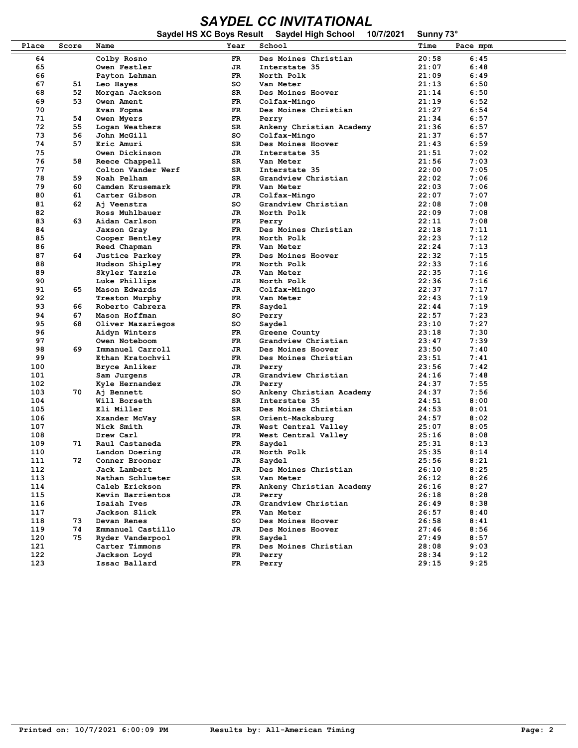# SAYDEL CC INVITATIONAL

**Saydel HS XC Boys Result   Saydel High School   10/7/2021   Sunny 73°**

| Place | Score | Name | Year | School | Time | Pace mpm |
|---|---|---|---|---|---|---|
| 64 | | Colby Rosno | FR | Des Moines Christian | 20:58 | 6:45 |
| 65 | | Owen Festler | JR | Interstate 35 | 21:07 | 6:48 |
| 66 | | Payton Lehman | FR | North Polk | 21:09 | 6:49 |
| 67 | 51 | Leo Hayes | SO | Van Meter | 21:13 | 6:50 |
| 68 | 52 | Morgan Jackson | SR | Des Moines Hoover | 21:14 | 6:50 |
| 69 | 53 | Owen Ament | FR | Colfax-Mingo | 21:19 | 6:52 |
| 70 | | Evan Fopma | FR | Des Moines Christian | 21:27 | 6:54 |
| 71 | 54 | Owen Myers | FR | Perry | 21:34 | 6:57 |
| 72 | 55 | Logan Weathers | SR | Ankeny Christian Academy | 21:36 | 6:57 |
| 73 | 56 | John McGill | SO | Colfax-Mingo | 21:37 | 6:57 |
| 74 | 57 | Eric Amuri | SR | Des Moines Hoover | 21:43 | 6:59 |
| 75 | | Owen Dickinson | JR | Interstate 35 | 21:51 | 7:02 |
| 76 | 58 | Reece Chappell | SR | Van Meter | 21:56 | 7:03 |
| 77 | | Colton Vander Werf | SR | Interstate 35 | 22:00 | 7:05 |
| 78 | 59 | Noah Pelham | SR | Grandview Christian | 22:02 | 7:06 |
| 79 | 60 | Camden Krusemark | FR | Van Meter | 22:03 | 7:06 |
| 80 | 61 | Carter Gibson | JR | Colfax-Mingo | 22:07 | 7:07 |
| 81 | 62 | Aj Veenstra | SO | Grandview Christian | 22:08 | 7:08 |
| 82 | | Ross Muhlbauer | JR | North Polk | 22:09 | 7:08 |
| 83 | 63 | Aidan Carlson | FR | Perry | 22:11 | 7:08 |
| 84 | | Jaxson Gray | FR | Des Moines Christian | 22:18 | 7:11 |
| 85 | | Cooper Bentley | FR | North Polk | 22:23 | 7:12 |
| 86 | | Reed Chapman | FR | Van Meter | 22:24 | 7:13 |
| 87 | 64 | Justice Parkey | FR | Des Moines Hoover | 22:32 | 7:15 |
| 88 | | Hudson Shipley | FR | North Polk | 22:33 | 7:16 |
| 89 | | Skyler Yazzie | JR | Van Meter | 22:35 | 7:16 |
| 90 | | Luke Phillips | JR | North Polk | 22:36 | 7:16 |
| 91 | 65 | Mason Edwards | JR | Colfax-Mingo | 22:37 | 7:17 |
| 92 | | Treston Murphy | FR | Van Meter | 22:43 | 7:19 |
| 93 | 66 | Roberto Cabrera | FR | Saydel | 22:44 | 7:19 |
| 94 | 67 | Mason Hoffman | SO | Perry | 22:57 | 7:23 |
| 95 | 68 | Oliver Mazariegos | SO | Saydel | 23:10 | 7:27 |
| 96 | | Aidyn Winters | FR | Greene County | 23:18 | 7:30 |
| 97 | | Owen Noteboom | FR | Grandview Christian | 23:47 | 7:39 |
| 98 | 69 | Immanuel Carroll | JR | Des Moines Hoover | 23:50 | 7:40 |
| 99 | | Ethan Kratochvil | FR | Des Moines Christian | 23:51 | 7:41 |
| 100 | | Bryce Anliker | JR | Perry | 23:56 | 7:42 |
| 101 | | Sam Jurgens | JR | Grandview Christian | 24:16 | 7:48 |
| 102 | | Kyle Hernandez | JR | Perry | 24:37 | 7:55 |
| 103 | 70 | Aj Bennett | SO | Ankeny Christian Academy | 24:37 | 7:56 |
| 104 | | Will Borseth | SR | Interstate 35 | 24:51 | 8:00 |
| 105 | | Eli Miller | SR | Des Moines Christian | 24:53 | 8:01 |
| 106 | | Xzander McVay | SR | Orient-Macksburg | 24:57 | 8:02 |
| 107 | | Nick Smith | JR | West Central Valley | 25:07 | 8:05 |
| 108 | | Drew Carl | FR | West Central Valley | 25:16 | 8:08 |
| 109 | 71 | Raul Castaneda | FR | Saydel | 25:31 | 8:13 |
| 110 | | Landon Doering | JR | North Polk | 25:35 | 8:14 |
| 111 | 72 | Conner Brooner | JR | Saydel | 25:56 | 8:21 |
| 112 | | Jack Lambert | JR | Des Moines Christian | 26:10 | 8:25 |
| 113 | | Nathan Schlueter | SR | Van Meter | 26:12 | 8:26 |
| 114 | | Caleb Erickson | FR | Ankeny Christian Academy | 26:16 | 8:27 |
| 115 | | Kevin Barrientos | JR | Perry | 26:18 | 8:28 |
| 116 | | Isaiah Ives | JR | Grandview Christian | 26:49 | 8:38 |
| 117 | | Jackson Slick | FR | Van Meter | 26:57 | 8:40 |
| 118 | 73 | Devan Renes | SO | Des Moines Hoover | 26:58 | 8:41 |
| 119 | 74 | Emmanuel Castillo | JR | Des Moines Hoover | 27:46 | 8:56 |
| 120 | 75 | Ryder Vanderpool | FR | Saydel | 27:49 | 8:57 |
| 121 | | Carter Timmons | FR | Des Moines Christian | 28:08 | 9:03 |
| 122 | | Jackson Loyd | FR | Perry | 28:34 | 9:12 |
| 123 | | Issac Ballard | FR | Perry | 29:15 | 9:25 |

Printed on: 10/7/2021 6:00:09 PM   Results by: All-American Timing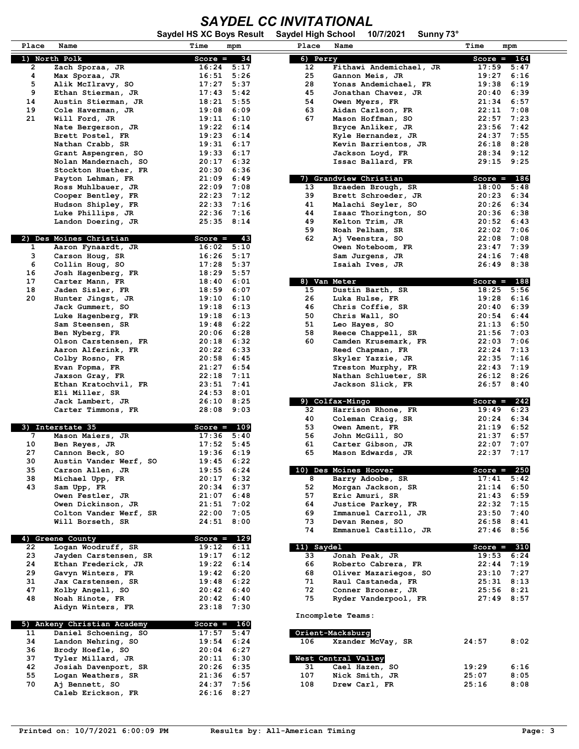# SAYDEL CC INVITATIONAL

**Saydel HS XC Boys Result   Saydel High School   10/7/2021   Sunny 73°**

| Place | Name | Time | mpm |
|---|---|---|---|
| **1) North Polk** | | **Score = 34** | |
| 2 | Zach Sporaa, JR | 16:24 | 5:17 |
| 4 | Max Sporaa, JR | 16:51 | 5:26 |
| 5 | Alik McIlravy, SO | 17:27 | 5:37 |
| 9 | Ethan Stierman, JR | 17:43 | 5:42 |
| 14 | Austin Stierman, JR | 18:21 | 5:55 |
| 19 | Cole Haverman, JR | 19:08 | 6:09 |
| 21 | Will Ford, JR | 19:11 | 6:10 |
| | Nate Bergerson, JR | 19:22 | 6:14 |
| | Brett Postel, FR | 19:23 | 6:14 |
| | Nathan Crabb, SR | 19:31 | 6:17 |
| | Grant Aspengren, SO | 19:33 | 6:17 |
| | Nolan Mandernach, SO | 20:17 | 6:32 |
| | Stockton Huether, FR | 20:30 | 6:36 |
| | Payton Lehman, FR | 21:09 | 6:49 |
| | Ross Muhlbauer, JR | 22:09 | 7:08 |
| | Cooper Bentley, FR | 22:23 | 7:12 |
| | Hudson Shipley, FR | 22:33 | 7:16 |
| | Luke Phillips, JR | 22:36 | 7:16 |
| | Landon Doering, JR | 25:35 | 8:14 |
| **2) Des Moines Christian** | | **Score = 43** | |
| 1 | Aaron Fynaardt, JR | 16:02 | 5:10 |
| 3 | Carson Houg, SR | 16:26 | 5:17 |
| 6 | Collin Houg, SO | 17:28 | 5:37 |
| 16 | Josh Hagenberg, FR | 18:29 | 5:57 |
| 17 | Carter Mann, FR | 18:40 | 6:01 |
| 18 | Jaden Sisler, FR | 18:59 | 6:07 |
| 20 | Hunter Jingst, JR | 19:10 | 6:10 |
| | Jack Gummert, SO | 19:18 | 6:13 |
| | Luke Hagenberg, FR | 19:18 | 6:13 |
| | Sam Steensen, SR | 19:48 | 6:22 |
| | Ben Nyberg, FR | 20:06 | 6:28 |
| | Olson Carstensen, FR | 20:18 | 6:32 |
| | Aaron Alferink, FR | 20:22 | 6:33 |
| | Colby Rosno, FR | 20:58 | 6:45 |
| | Evan Fopma, FR | 21:27 | 6:54 |
| | Jaxson Gray, FR | 22:18 | 7:11 |
| | Ethan Kratochvil, FR | 23:51 | 7:41 |
| | Eli Miller, SR | 24:53 | 8:01 |
| | Jack Lambert, JR | 26:10 | 8:25 |
| | Carter Timmons, FR | 28:08 | 9:03 |
| **3) Interstate 35** | | **Score = 109** | |
| 7 | Mason Maiers, JR | 17:36 | 5:40 |
| 10 | Ben Reyes, JR | 17:52 | 5:45 |
| 27 | Cannon Beck, SO | 19:36 | 6:19 |
| 30 | Austin Vander Werf, SO | 19:45 | 6:22 |
| 35 | Carson Allen, JR | 19:55 | 6:24 |
| 38 | Michael Upp, FR | 20:17 | 6:32 |
| 43 | Sam Upp, FR | 20:34 | 6:37 |
| | Owen Festler, JR | 21:07 | 6:48 |
| | Owen Dickinson, JR | 21:51 | 7:02 |
| | Colton Vander Werf, SR | 22:00 | 7:05 |
| | Will Borseth, SR | 24:51 | 8:00 |
| **4) Greene County** | | **Score = 129** | |
| 22 | Logan Woodruff, SR | 19:12 | 6:11 |
| 23 | Jayden Carstensen, SR | 19:17 | 6:12 |
| 24 | Ethan Frederick, JR | 19:22 | 6:14 |
| 29 | Gavyn Winters, FR | 19:42 | 6:20 |
| 31 | Jax Carstensen, SR | 19:48 | 6:22 |
| 47 | Kolby Angell, SO | 20:42 | 6:40 |
| 48 | Noah Hinote, FR | 20:42 | 6:40 |
| | Aidyn Winters, FR | 23:18 | 7:30 |
| **5) Ankeny Christian Academy** | | **Score = 160** | |
| 11 | Daniel Schoening, SO | 17:57 | 5:47 |
| 34 | Landon Nehring, SO | 19:54 | 6:24 |
| 36 | Brody Hoefle, SO | 20:04 | 6:27 |
| 37 | Tyler Millard, JR | 20:11 | 6:30 |
| 42 | Josiah Davenport, SR | 20:26 | 6:35 |
| 55 | Logan Weathers, SR | 21:36 | 6:57 |
| 70 | Aj Bennett, SO | 24:37 | 7:56 |
| | Caleb Erickson, FR | 26:16 | 8:27 |
| **6) Perry** | | **Score = 164** | |
| 12 | Fithawi Andemichael, JR | 17:59 | 5:47 |
| 25 | Gannon Meis, JR | 19:27 | 6:16 |
| 28 | Yonas Andemichael, FR | 19:38 | 6:19 |
| 45 | Jonathan Chavez, JR | 20:40 | 6:39 |
| 54 | Owen Myers, FR | 21:34 | 6:57 |
| 63 | Aidan Carlson, FR | 22:11 | 7:08 |
| 67 | Mason Hoffman, SO | 22:57 | 7:23 |
| | Bryce Anliker, JR | 23:56 | 7:42 |
| | Kyle Hernandez, JR | 24:37 | 7:55 |
| | Kevin Barrientos, JR | 26:18 | 8:28 |
| | Jackson Loyd, FR | 28:34 | 9:12 |
| | Issac Ballard, FR | 29:15 | 9:25 |
| **7) Grandview Christian** | | **Score = 186** | |
| 13 | Braeden Brough, SR | 18:00 | 5:48 |
| 39 | Brett Schroeder, JR | 20:23 | 6:34 |
| 41 | Malachi Seyler, SO | 20:26 | 6:34 |
| 44 | Isaac Thorington, SO | 20:36 | 6:38 |
| 49 | Kelton Trim, JR | 20:52 | 6:43 |
| 59 | Noah Pelham, SR | 22:02 | 7:06 |
| 62 | Aj Veenstra, SO | 22:08 | 7:08 |
| | Owen Noteboom, FR | 23:47 | 7:39 |
| | Sam Jurgens, JR | 24:16 | 7:48 |
| | Isaiah Ives, JR | 26:49 | 8:38 |
| **8) Van Meter** | | **Score = 188** | |
| 15 | Dustin Barth, SR | 18:25 | 5:56 |
| 26 | Luka Hulse, FR | 19:28 | 6:16 |
| 46 | Chris Coffie, SR | 20:40 | 6:39 |
| 50 | Chris Wall, SO | 20:54 | 6:44 |
| 51 | Leo Hayes, SO | 21:13 | 6:50 |
| 58 | Reece Chappell, SR | 21:56 | 7:03 |
| 60 | Camden Krusemark, FR | 22:03 | 7:06 |
| | Reed Chapman, FR | 22:24 | 7:13 |
| | Skyler Yazzie, JR | 22:35 | 7:16 |
| | Treston Murphy, FR | 22:43 | 7:19 |
| | Nathan Schlueter, SR | 26:12 | 8:26 |
| | Jackson Slick, FR | 26:57 | 8:40 |
| **9) Colfax-Mingo** | | **Score = 242** | |
| 32 | Harrison Rhone, FR | 19:49 | 6:23 |
| 40 | Coleman Craig, SR | 20:24 | 6:34 |
| 53 | Owen Ament, FR | 21:19 | 6:52 |
| 56 | John McGill, SO | 21:37 | 6:57 |
| 61 | Carter Gibson, JR | 22:07 | 7:07 |
| 65 | Mason Edwards, JR | 22:37 | 7:17 |
| **10) Des Moines Hoover** | | **Score = 250** | |
| 8 | Barry Adoobe, SR | 17:41 | 5:42 |
| 52 | Morgan Jackson, SR | 21:14 | 6:50 |
| 57 | Eric Amuri, SR | 21:43 | 6:59 |
| 64 | Justice Parkey, FR | 22:32 | 7:15 |
| 69 | Immanuel Carroll, JR | 23:50 | 7:40 |
| 73 | Devan Renes, SO | 26:58 | 8:41 |
| 74 | Emmanuel Castillo, JR | 27:46 | 8:56 |
| **11) Saydel** | | **Score = 310** | |
| 33 | Jonah Peak, JR | 19:53 | 6:24 |
| 66 | Roberto Cabrera, FR | 22:44 | 7:19 |
| 68 | Oliver Mazariegos, SO | 23:10 | 7:27 |
| 71 | Raul Castaneda, FR | 25:31 | 8:13 |
| 72 | Conner Brooner, JR | 25:56 | 8:21 |
| 75 | Ryder Vanderpool, FR | 27:49 | 8:57 |

Incomplete Teams:

| Place | Name | Time | mpm |
|---|---|---|---|
| **Orient-Macksburg** | | | |
| 106 | Xzander McVay, SR | 24:57 | 8:02 |
| **West Central Valley** | | | |
| 31 | Cael Hazen, SO | 19:29 | 6:16 |
| 107 | Nick Smith, JR | 25:07 | 8:05 |
| 108 | Drew Carl, FR | 25:16 | 8:08 |

Printed on: 10/7/2021 6:00:09 PM   Results by: All-American Timing